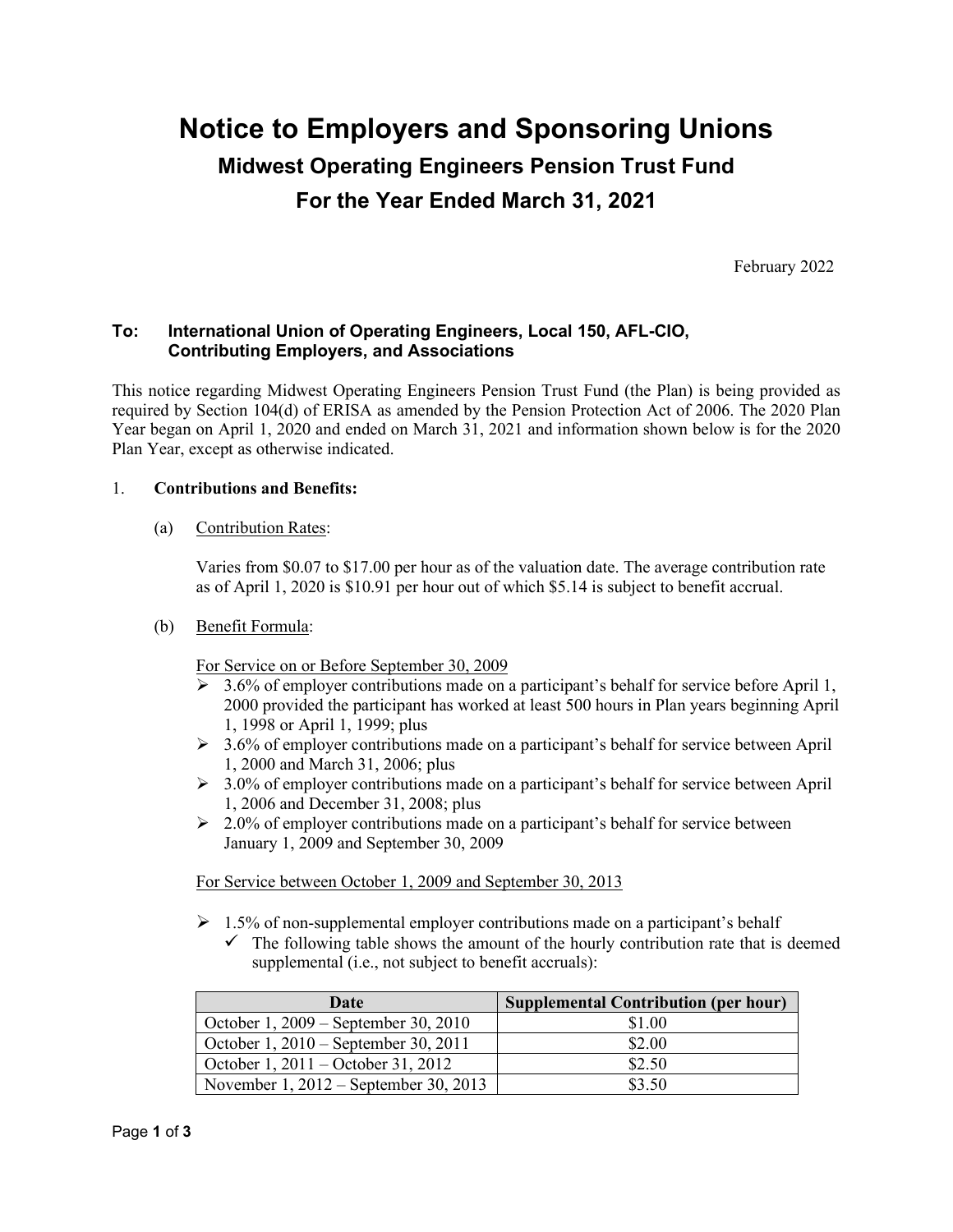# Notice to Employers and Sponsoring Unions

## Midwest Operating Engineers Pension Trust Fund

## For the Year Ended March 31, 2021

February 2022

**To: International Union of Operating Engineers, Local 150, AFL-CIO, Contributing Employers, and Associations**

This notice regarding Midwest Operating Engineers Pension Trust Fund (the Plan) is being provided as required by Section 104(d) of ERISA as amended by the Pension Protection Act of 2006. The 2020 Plan Year began on April 1, 2020 and ended on March 31, 2021 and information shown below is for the 2020 Plan Year, except as otherwise indicated.

1. **Contributions and Benefits:**

   (a) Contribution Rates:

   Varies from $0.07 to $17.00 per hour as of the valuation date. The average contribution rate as of April 1, 2020 is $10.91 per hour out of which $5.14 is subject to benefit accrual.

   (b) Benefit Formula:

   For Service on or Before September 30, 2009

   - 3.6% of employer contributions made on a participant's behalf for service before April 1, 2000 provided the participant has worked at least 500 hours in Plan years beginning April 1, 1998 or April 1, 1999; plus
   - 3.6% of employer contributions made on a participant's behalf for service between April 1, 2000 and March 31, 2006; plus
   - 3.0% of employer contributions made on a participant's behalf for service between April 1, 2006 and December 31, 2008; plus
   - 2.0% of employer contributions made on a participant's behalf for service between January 1, 2009 and September 30, 2009

   For Service between October 1, 2009 and September 30, 2013

   - 1.5% of non-supplemental employer contributions made on a participant's behalf
     - ✓ The following table shows the amount of the hourly contribution rate that is deemed supplemental (i.e., not subject to benefit accruals):

| Date | Supplemental Contribution (per hour) |
|---|---|
| October 1, 2009 – September 30, 2010 | $1.00 |
| October 1, 2010 – September 30, 2011 | $2.00 |
| October 1, 2011 – October 31, 2012 | $2.50 |
| November 1, 2012 – September 30, 2013 | $3.50 |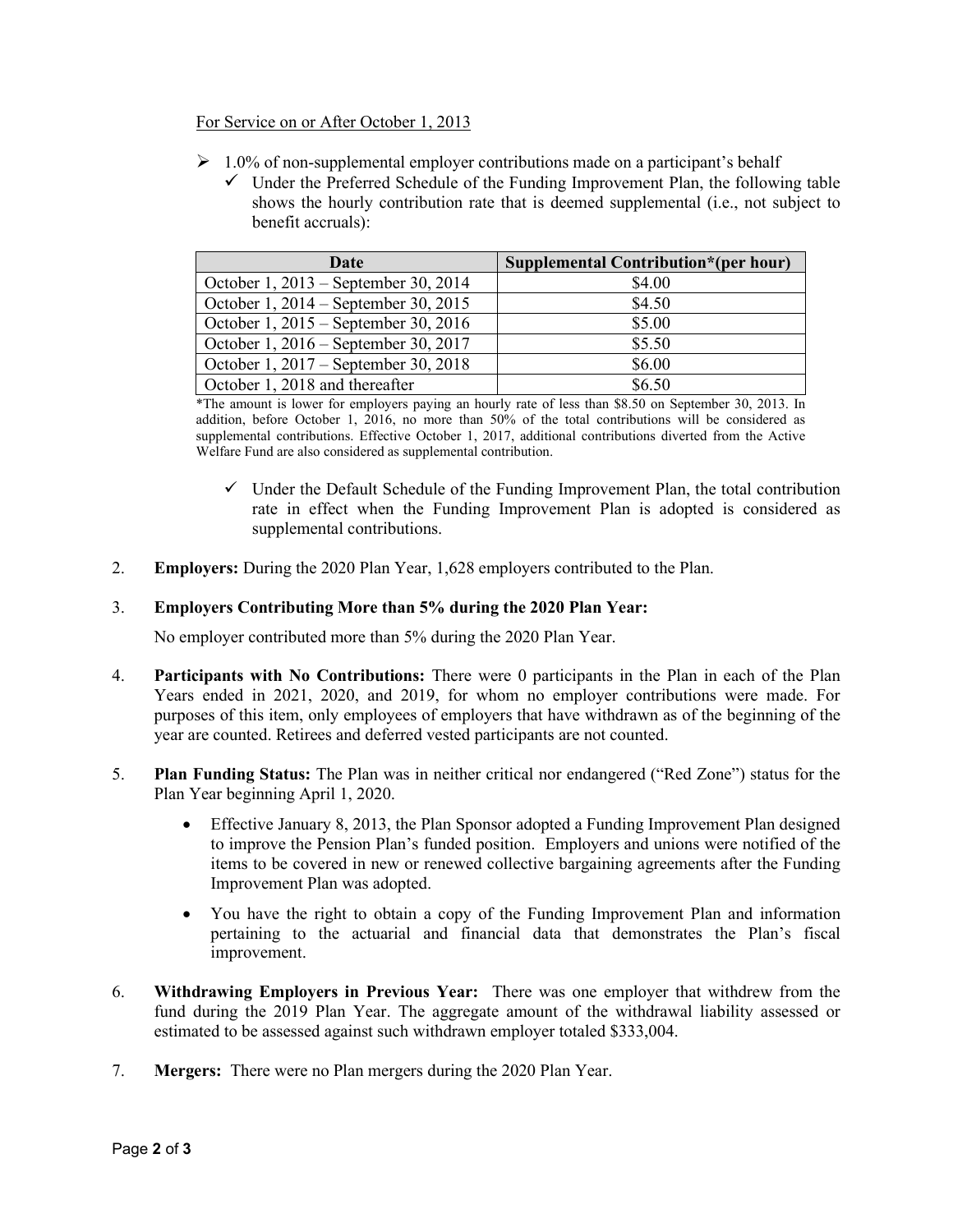For Service on or After October 1, 2013

- 1.0% of non-supplemental employer contributions made on a participant's behalf
  - Under the Preferred Schedule of the Funding Improvement Plan, the following table shows the hourly contribution rate that is deemed supplemental (i.e., not subject to benefit accruals):

| Date | Supplemental Contribution*(per hour) |
|---|---|
| October 1, 2013 – September 30, 2014 | $4.00 |
| October 1, 2014 – September 30, 2015 | $4.50 |
| October 1, 2015 – September 30, 2016 | $5.00 |
| October 1, 2016 – September 30, 2017 | $5.50 |
| October 1, 2017 – September 30, 2018 | $6.00 |
| October 1, 2018 and thereafter | $6.50 |

*The amount is lower for employers paying an hourly rate of less than $8.50 on September 30, 2013. In addition, before October 1, 2016, no more than 50% of the total contributions will be considered as supplemental contributions. Effective October 1, 2017, additional contributions diverted from the Active Welfare Fund are also considered as supplemental contribution.

  - Under the Default Schedule of the Funding Improvement Plan, the total contribution rate in effect when the Funding Improvement Plan is adopted is considered as supplemental contributions.

2. **Employers:** During the 2020 Plan Year, 1,628 employers contributed to the Plan.

3. **Employers Contributing More than 5% during the 2020 Plan Year:**

   No employer contributed more than 5% during the 2020 Plan Year.

4. **Participants with No Contributions:** There were 0 participants in the Plan in each of the Plan Years ended in 2021, 2020, and 2019, for whom no employer contributions were made. For purposes of this item, only employees of employers that have withdrawn as of the beginning of the year are counted. Retirees and deferred vested participants are not counted.

5. **Plan Funding Status:** The Plan was in neither critical nor endangered ("Red Zone") status for the Plan Year beginning April 1, 2020.

   - Effective January 8, 2013, the Plan Sponsor adopted a Funding Improvement Plan designed to improve the Pension Plan's funded position. Employers and unions were notified of the items to be covered in new or renewed collective bargaining agreements after the Funding Improvement Plan was adopted.
   - You have the right to obtain a copy of the Funding Improvement Plan and information pertaining to the actuarial and financial data that demonstrates the Plan's fiscal improvement.

6. **Withdrawing Employers in Previous Year:** There was one employer that withdrew from the fund during the 2019 Plan Year. The aggregate amount of the withdrawal liability assessed or estimated to be assessed against such withdrawn employer totaled $333,004.

7. **Mergers:** There were no Plan mergers during the 2020 Plan Year.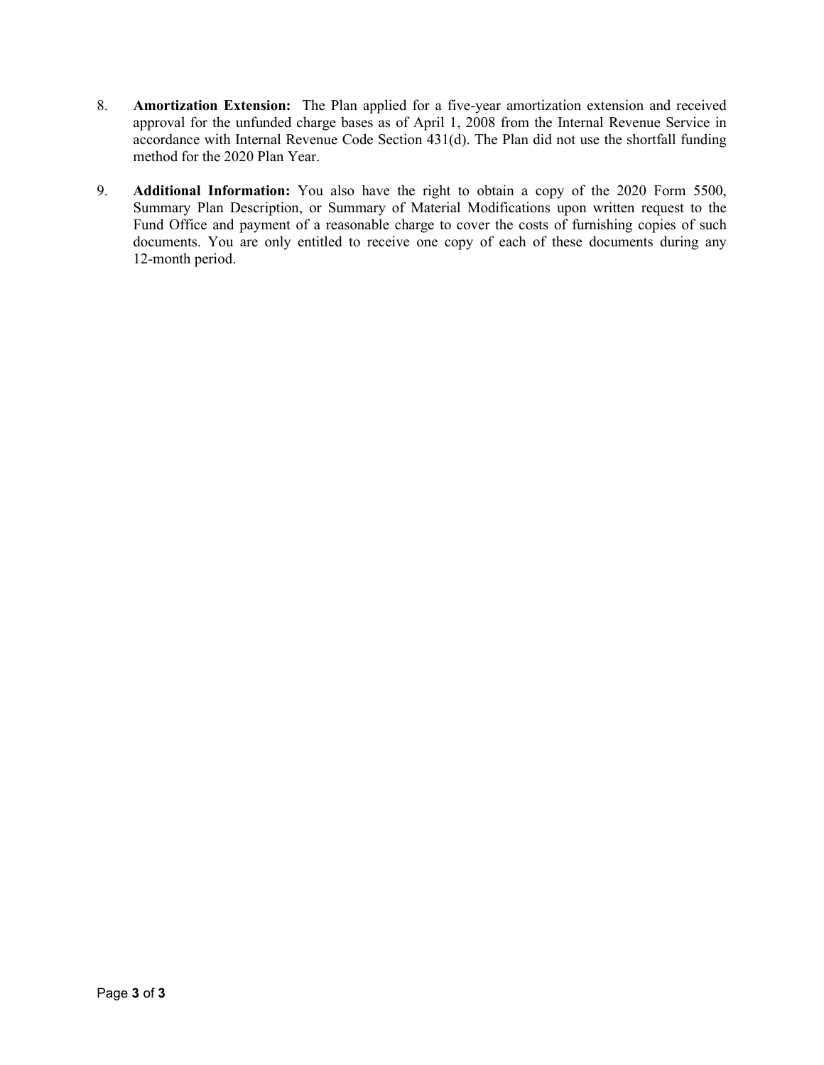8. **Amortization Extension:** The Plan applied for a five-year amortization extension and received approval for the unfunded charge bases as of April 1, 2008 from the Internal Revenue Service in accordance with Internal Revenue Code Section 431(d). The Plan did not use the shortfall funding method for the 2020 Plan Year.

9. **Additional Information:** You also have the right to obtain a copy of the 2020 Form 5500, Summary Plan Description, or Summary of Material Modifications upon written request to the Fund Office and payment of a reasonable charge to cover the costs of furnishing copies of such documents. You are only entitled to receive one copy of each of these documents during any 12-month period.